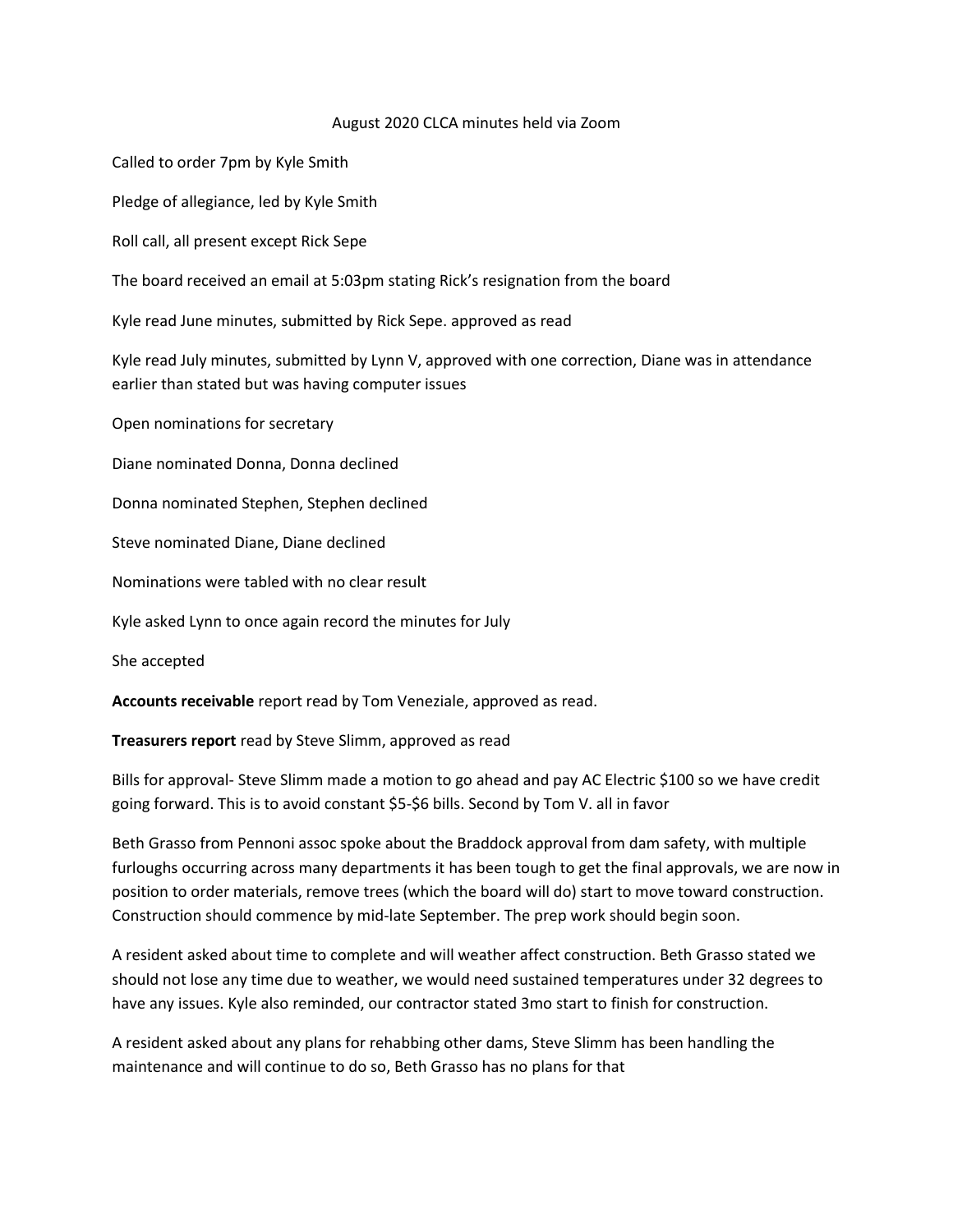August 2020 CLCA minutes held via Zoom

Called to order 7pm by Kyle Smith

Pledge of allegiance, led by Kyle Smith

Roll call, all present except Rick Sepe

The board received an email at 5:03pm stating Rick's resignation from the board

Kyle read June minutes, submitted by Rick Sepe. approved as read

Kyle read July minutes, submitted by Lynn V, approved with one correction, Diane was in attendance earlier than stated but was having computer issues

Open nominations for secretary

Diane nominated Donna, Donna declined

Donna nominated Stephen, Stephen declined

Steve nominated Diane, Diane declined

Nominations were tabled with no clear result

Kyle asked Lynn to once again record the minutes for July

She accepted

**Accounts receivable** report read by Tom Veneziale, approved as read.

**Treasurers report** read by Steve Slimm, approved as read

Bills for approval- Steve Slimm made a motion to go ahead and pay AC Electric $100 so we have credit going forward. This is to avoid constant $5-$6 bills. Second by Tom V. all in favor

Beth Grasso from Pennoni assoc spoke about the Braddock approval from dam safety, with multiple furloughs occurring across many departments it has been tough to get the final approvals, we are now in position to order materials, remove trees (which the board will do) start to move toward construction. Construction should commence by mid-late September. The prep work should begin soon.

A resident asked about time to complete and will weather affect construction. Beth Grasso stated we should not lose any time due to weather, we would need sustained temperatures under 32 degrees to have any issues. Kyle also reminded, our contractor stated 3mo start to finish for construction.

A resident asked about any plans for rehabbing other dams, Steve Slimm has been handling the maintenance and will continue to do so, Beth Grasso has no plans for that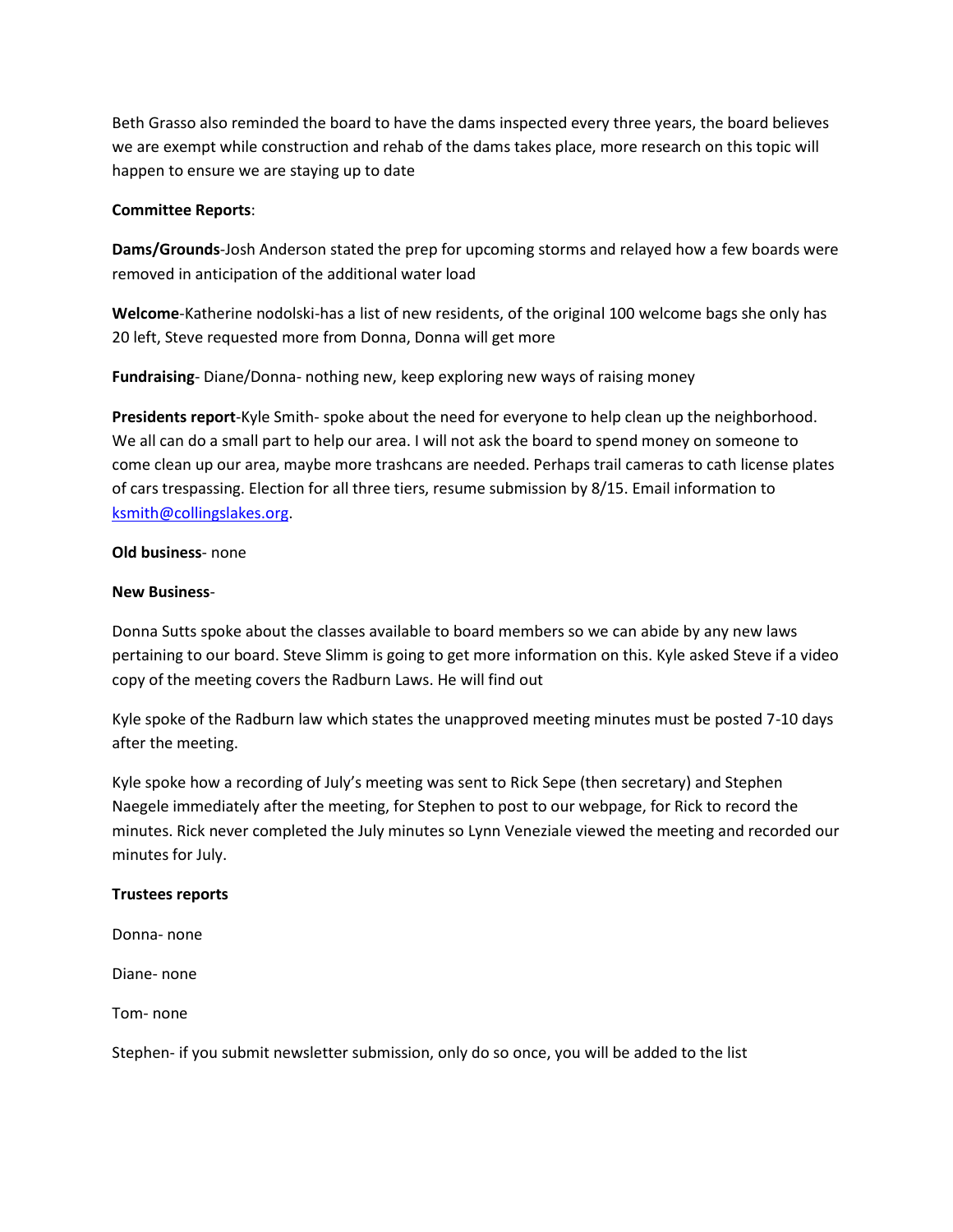Beth Grasso also reminded the board to have the dams inspected every three years, the board believes we are exempt while construction and rehab of the dams takes place, more research on this topic will happen to ensure we are staying up to date

**Committee Reports**:

**Dams/Grounds**-Josh Anderson stated the prep for upcoming storms and relayed how a few boards were removed in anticipation of the additional water load

**Welcome**-Katherine nodolski-has a list of new residents, of the original 100 welcome bags she only has 20 left, Steve requested more from Donna, Donna will get more

**Fundraising**- Diane/Donna- nothing new, keep exploring new ways of raising money

**Presidents report**-Kyle Smith- spoke about the need for everyone to help clean up the neighborhood. We all can do a small part to help our area. I will not ask the board to spend money on someone to come clean up our area, maybe more trashcans are needed. Perhaps trail cameras to cath license plates of cars trespassing. Election for all three tiers, resume submission by 8/15. Email information to ksmith@collingslakes.org.

**Old business**- none

**New Business**-

Donna Sutts spoke about the classes available to board members so we can abide by any new laws pertaining to our board. Steve Slimm is going to get more information on this. Kyle asked Steve if a video copy of the meeting covers the Radburn Laws. He will find out

Kyle spoke of the Radburn law which states the unapproved meeting minutes must be posted 7-10 days after the meeting.

Kyle spoke how a recording of July's meeting was sent to Rick Sepe (then secretary) and Stephen Naegele immediately after the meeting, for Stephen to post to our webpage, for Rick to record the minutes. Rick never completed the July minutes so Lynn Veneziale viewed the meeting and recorded our minutes for July.

**Trustees reports**

Donna- none

Diane- none

Tom- none

Stephen- if you submit newsletter submission, only do so once, you will be added to the list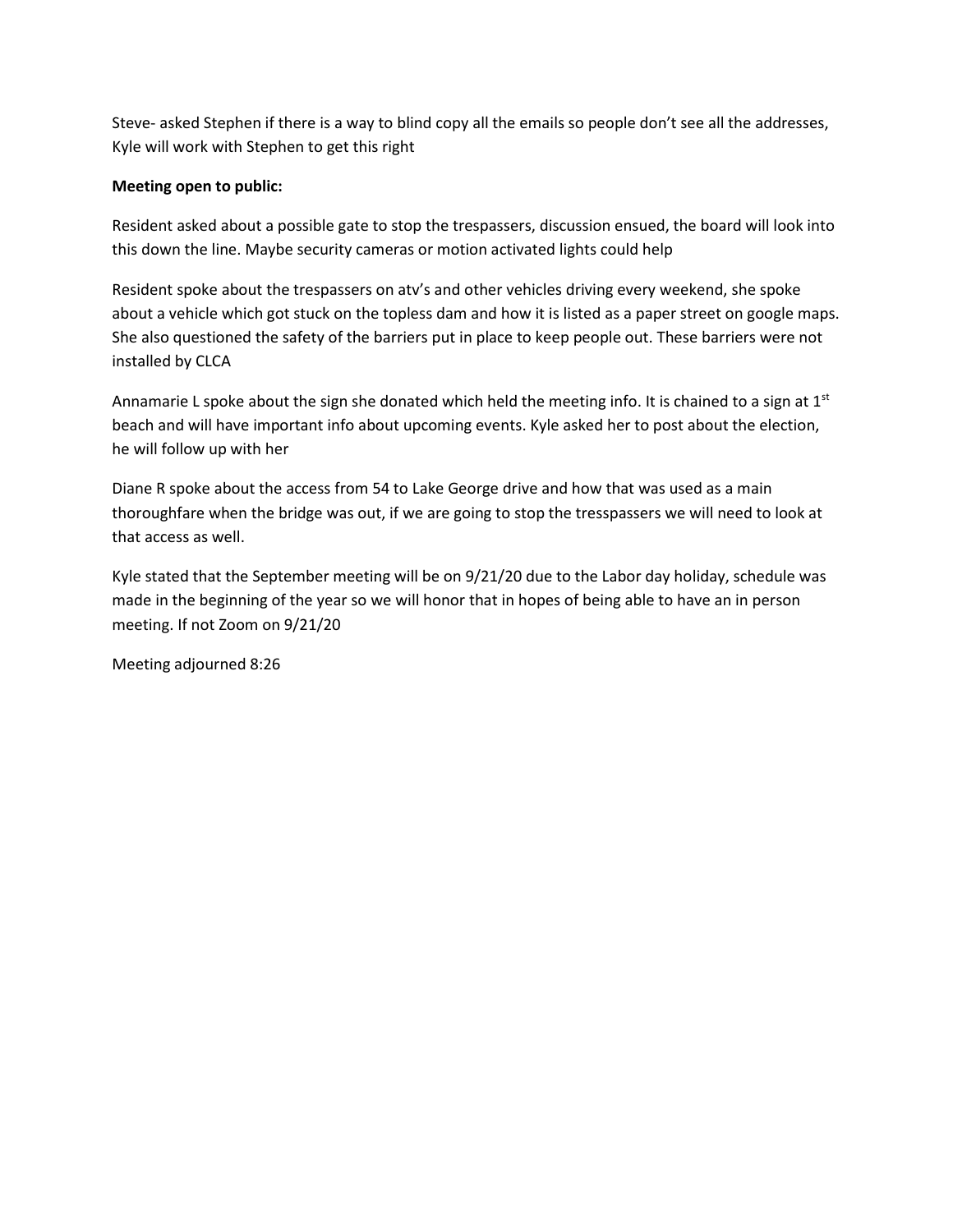Steve- asked Stephen if there is a way to blind copy all the emails so people don't see all the addresses, Kyle will work with Stephen to get this right

**Meeting open to public:**

Resident asked about a possible gate to stop the trespassers, discussion ensued, the board will look into this down the line. Maybe security cameras or motion activated lights could help

Resident spoke about the trespassers on atv's and other vehicles driving every weekend, she spoke about a vehicle which got stuck on the topless dam and how it is listed as a paper street on google maps. She also questioned the safety of the barriers put in place to keep people out. These barriers were not installed by CLCA

Annamarie L spoke about the sign she donated which held the meeting info. It is chained to a sign at 1st beach and will have important info about upcoming events. Kyle asked her to post about the election, he will follow up with her

Diane R spoke about the access from 54 to Lake George drive and how that was used as a main thoroughfare when the bridge was out, if we are going to stop the tresspassers we will need to look at that access as well.

Kyle stated that the September meeting will be on 9/21/20 due to the Labor day holiday, schedule was made in the beginning of the year so we will honor that in hopes of being able to have an in person meeting. If not Zoom on 9/21/20

Meeting adjourned 8:26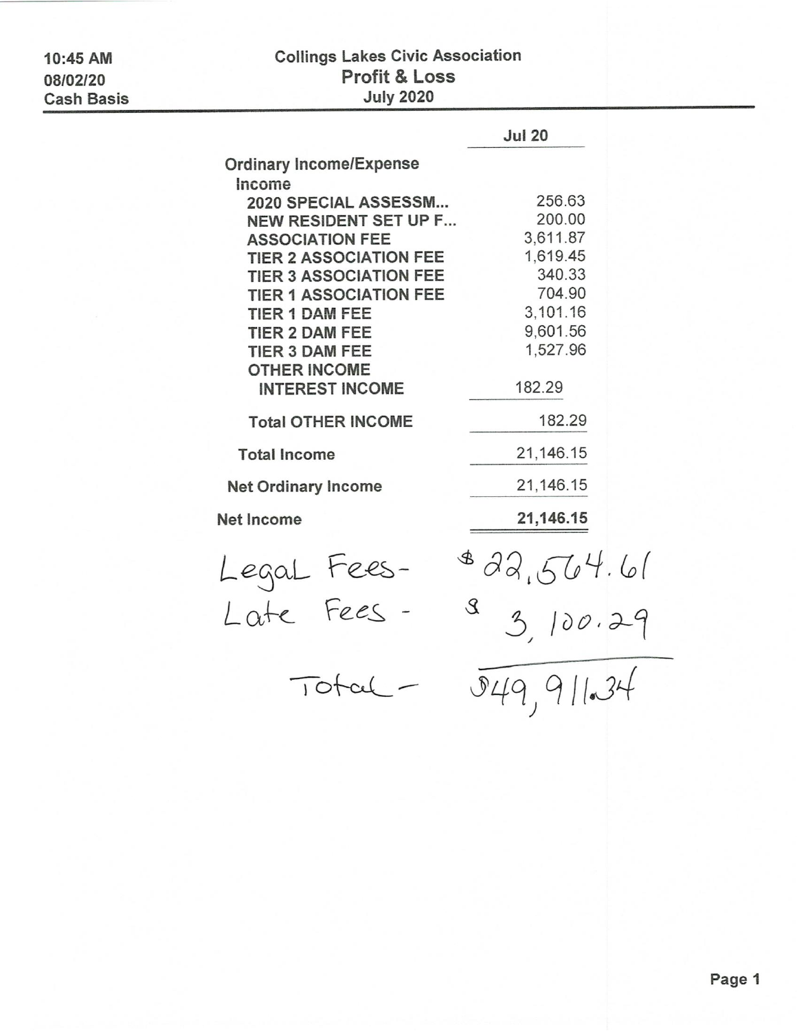10:45 AM
08/02/20
Cash Basis

# Collings Lakes Civic Association
## Profit & Loss
### July 2020

| | Jul 20 |
|---|---|
| **Ordinary Income/Expense** | |
| **Income** | |
| **2020 SPECIAL ASSESSM...** | 256.63 |
| **NEW RESIDENT SET UP F...** | 200.00 |
| **ASSOCIATION FEE** | 3,611.87 |
| **TIER 2 ASSOCIATION FEE** | 1,619.45 |
| **TIER 3 ASSOCIATION FEE** | 340.33 |
| **TIER 1 ASSOCIATION FEE** | 704.90 |
| **TIER 1 DAM FEE** | 3,101.16 |
| **TIER 2 DAM FEE** | 9,601.56 |
| **TIER 3 DAM FEE** | 1,527.96 |
| **OTHER INCOME** | |
| **INTEREST INCOME** | 182.29 |
| **Total OTHER INCOME** | 182.29 |
| **Total Income** | 21,146.15 |
| **Net Ordinary Income** | 21,146.15 |
| **Net Income** | **21,146.15** |

Legal Fees - $22,564.61
Late Fees - $3,100.29

Total - $49,911.34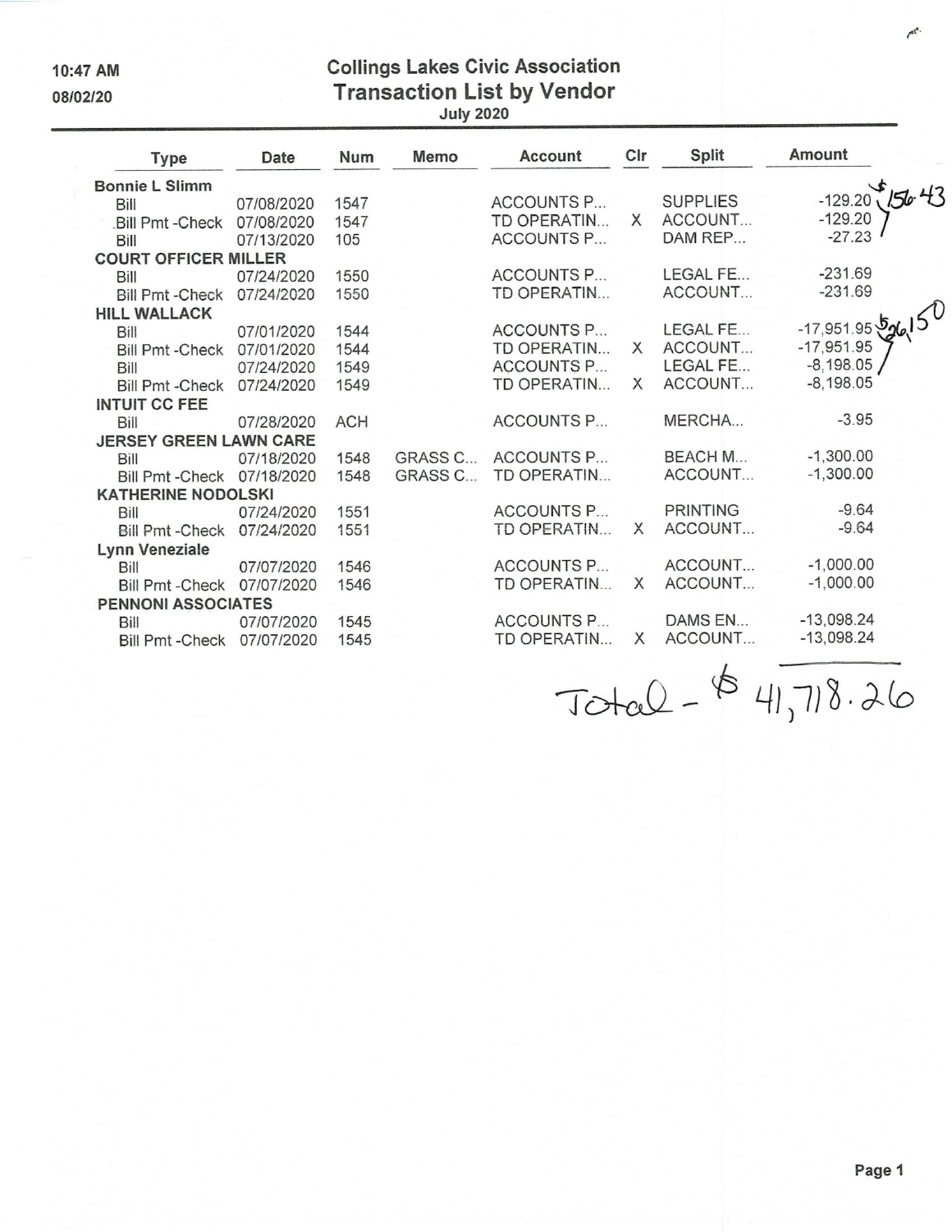10:47 AM
08/02/20

# Collings Lakes Civic Association
## Transaction List by Vendor
July 2020

| Type | Date | Num | Memo | Account | Clr | Split | Amount |
|---|---|---|---|---|---|---|---|
| **Bonnie L Slimm** | | | | | | | |
| Bill | 07/08/2020 | 1547 | | ACCOUNTS P... | | SUPPLIES | -129.20 |
| Bill Pmt -Check | 07/08/2020 | 1547 | | TD OPERATIN... | X | ACCOUNT... | -129.20 |
| Bill | 07/13/2020 | 105 | | ACCOUNTS P... | | DAM REP... | -27.23 |
| **COURT OFFICER MILLER** | | | | | | | |
| Bill | 07/24/2020 | 1550 | | ACCOUNTS P... | | LEGAL FE... | -231.69 |
| Bill Pmt -Check | 07/24/2020 | 1550 | | TD OPERATIN... | | ACCOUNT... | -231.69 |
| **HILL WALLACK** | | | | | | | |
| Bill | 07/01/2020 | 1544 | | ACCOUNTS P... | | LEGAL FE... | -17,951.95 |
| Bill Pmt -Check | 07/01/2020 | 1544 | | TD OPERATIN... | X | ACCOUNT... | -17,951.95 |
| Bill | 07/24/2020 | 1549 | | ACCOUNTS P... | | LEGAL FE... | -8,198.05 |
| Bill Pmt -Check | 07/24/2020 | 1549 | | TD OPERATIN... | X | ACCOUNT... | -8,198.05 |
| **INTUIT CC FEE** | | | | | | | |
| Bill | 07/28/2020 | ACH | | ACCOUNTS P... | | MERCHA... | -3.95 |
| **JERSEY GREEN LAWN CARE** | | | | | | | |
| Bill | 07/18/2020 | 1548 | GRASS C... | ACCOUNTS P... | | BEACH M... | -1,300.00 |
| Bill Pmt -Check | 07/18/2020 | 1548 | GRASS C... | TD OPERATIN... | | ACCOUNT... | -1,300.00 |
| **KATHERINE NODOLSKI** | | | | | | | |
| Bill | 07/24/2020 | 1551 | | ACCOUNTS P... | | PRINTING | -9.64 |
| Bill Pmt -Check | 07/24/2020 | 1551 | | TD OPERATIN... | X | ACCOUNT... | -9.64 |
| **Lynn Veneziale** | | | | | | | |
| Bill | 07/07/2020 | 1546 | | ACCOUNTS P... | | ACCOUNT... | -1,000.00 |
| Bill Pmt -Check | 07/07/2020 | 1546 | | TD OPERATIN... | X | ACCOUNT... | -1,000.00 |
| **PENNONI ASSOCIATES** | | | | | | | |
| Bill | 07/07/2020 | 1545 | | ACCOUNTS P... | | DAMS EN... | -13,098.24 |
| Bill Pmt -Check | 07/07/2020 | 1545 | | TD OPERATIN... | X | ACCOUNT... | -13,098.24 |

(Handwritten notes: $156.43 beside Bonnie L Slimm entries; $26,150 beside Hill Wallack entries)

Total - $ 41,718.26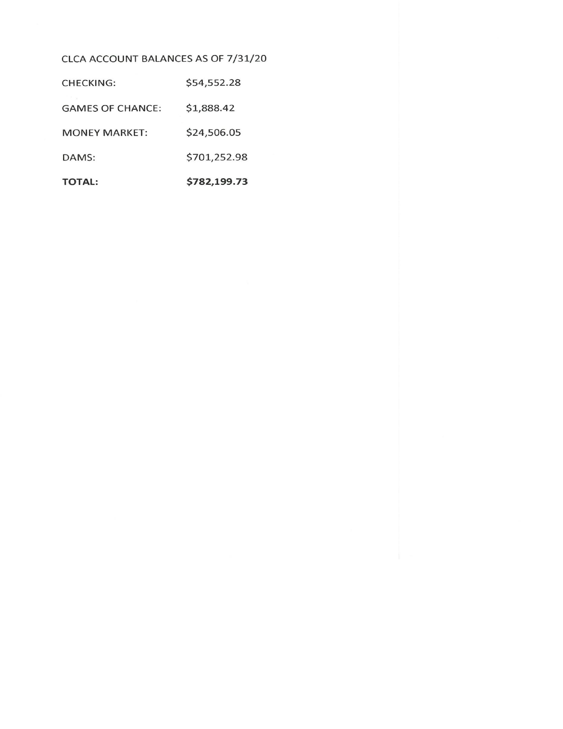CLCA ACCOUNT BALANCES AS OF 7/31/20

| | |
|---|---|
| CHECKING: | $54,552.28 |
| GAMES OF CHANCE: | $1,888.42 |
| MONEY MARKET: | $24,506.05 |
| DAMS: | $701,252.98 |
| **TOTAL:** | **$782,199.73** |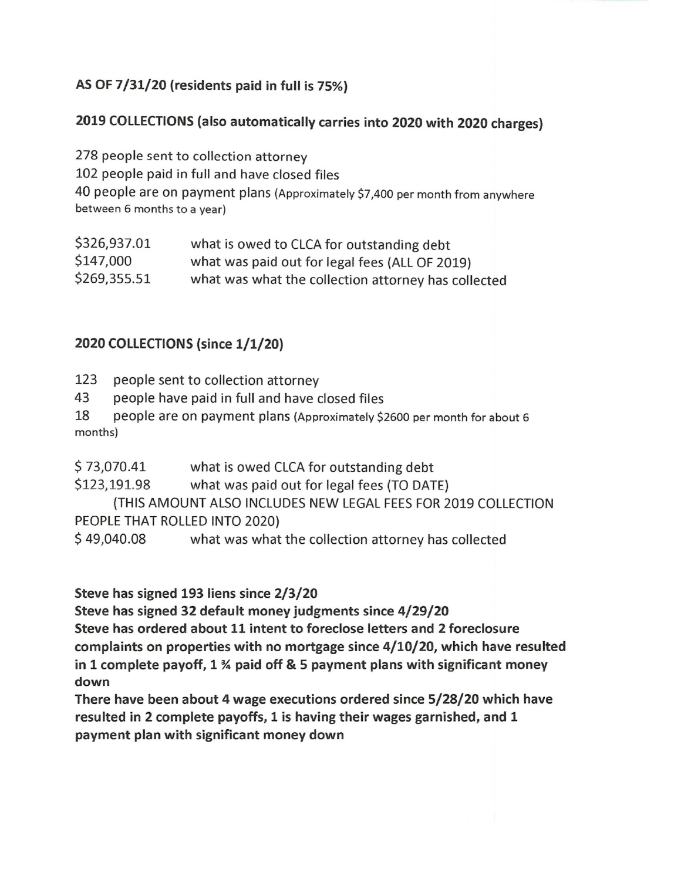**AS OF 7/31/20 (residents paid in full is 75%)**

**2019 COLLECTIONS (also automatically carries into 2020 with 2020 charges)**

278 people sent to collection attorney
102 people paid in full and have closed files
40 people are on payment plans (Approximately $7,400 per month from anywhere between 6 months to a year)

| | |
|---|---|
| $326,937.01 | what is owed to CLCA for outstanding debt |
| $147,000 | what was paid out for legal fees (ALL OF 2019) |
| $269,355.51 | what was what the collection attorney has collected |

**2020 COLLECTIONS (since 1/1/20)**

123 people sent to collection attorney
43 people have paid in full and have closed files
18 people are on payment plans (Approximately $2600 per month for about 6 months)

$ 73,070.41 what is owed CLCA for outstanding debt
$123,191.98 what was paid out for legal fees (TO DATE)
(THIS AMOUNT ALSO INCLUDES NEW LEGAL FEES FOR 2019 COLLECTION PEOPLE THAT ROLLED INTO 2020)
$ 49,040.08 what was what the collection attorney has collected

**Steve has signed 193 liens since 2/3/20**
**Steve has signed 32 default money judgments since 4/29/20**
**Steve has ordered about 11 intent to foreclose letters and 2 foreclosure complaints on properties with no mortgage since 4/10/20, which have resulted in 1 complete payoff, 1 ¾ paid off & 5 payment plans with significant money down**
**There have been about 4 wage executions ordered since 5/28/20 which have resulted in 2 complete payoffs, 1 is having their wages garnished, and 1 payment plan with significant money down**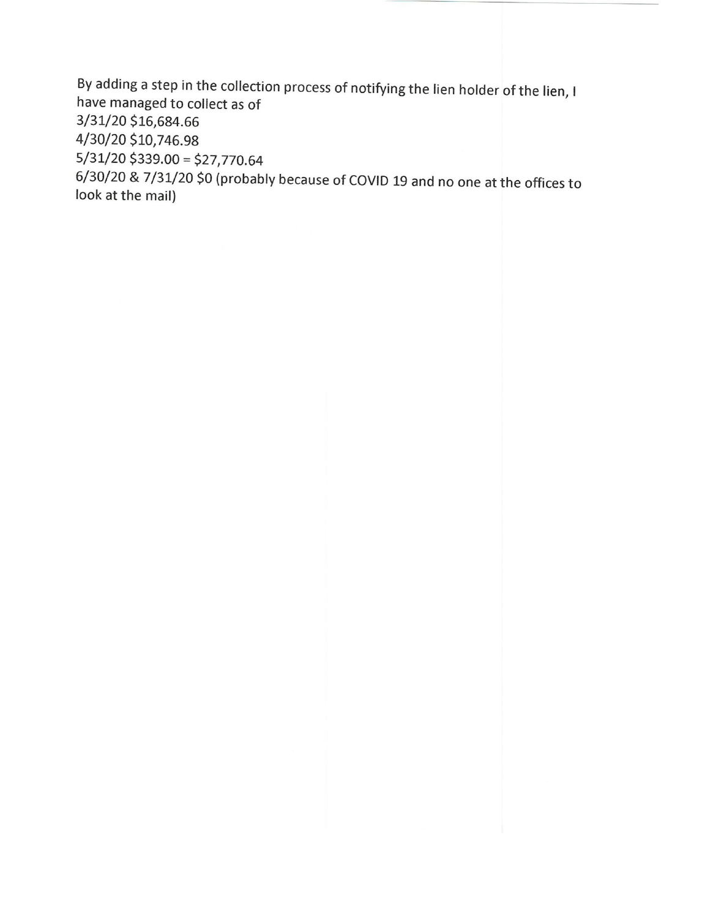By adding a step in the collection process of notifying the lien holder of the lien, I have managed to collect as of

3/31/20 $16,684.66
4/30/20 $10,746.98
5/31/20 $339.00 = $27,770.64
6/30/20 & 7/31/20 $0 (probably because of COVID 19 and no one at the offices to look at the mail)